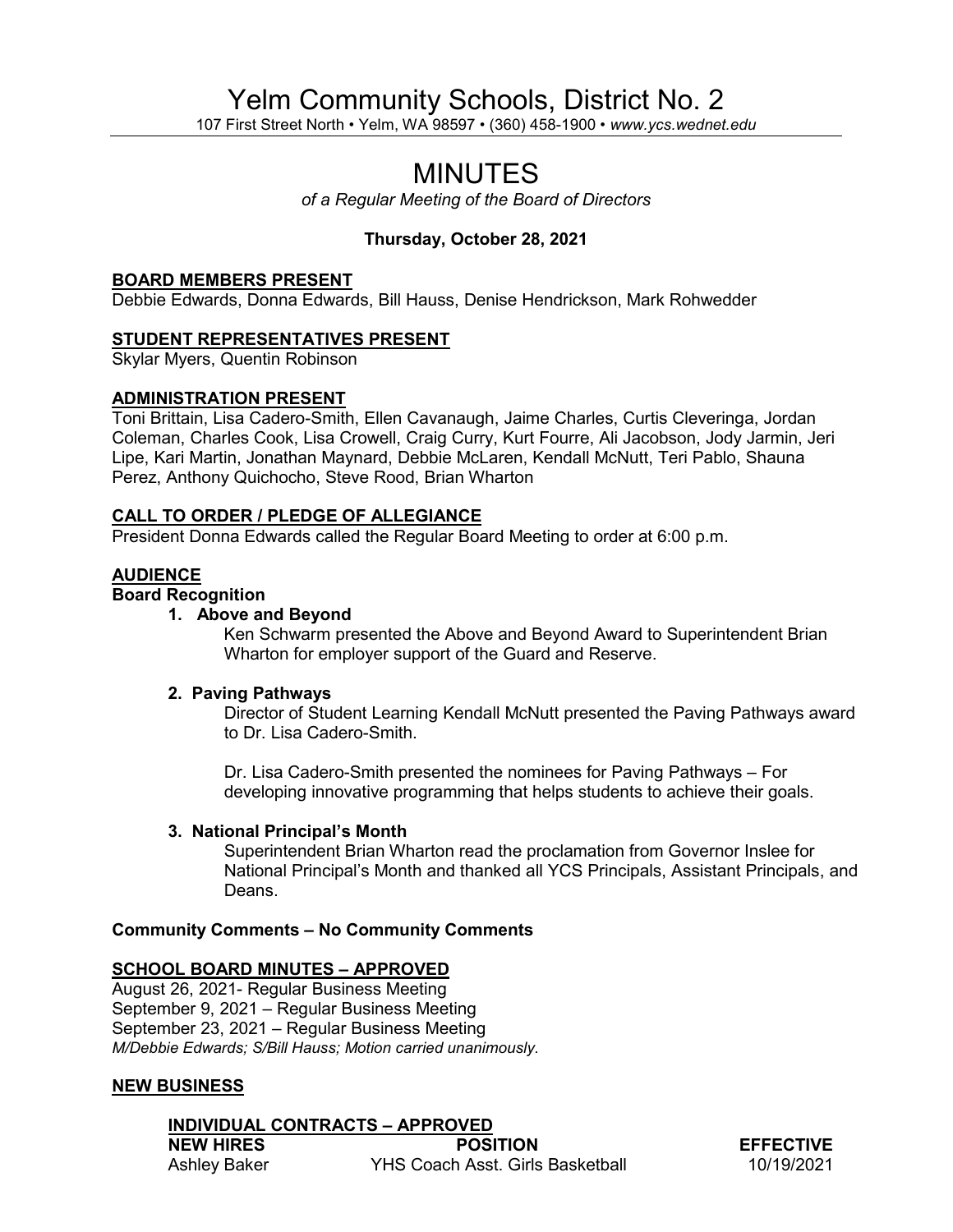# Yelm Community Schools, District No. 2

107 First Street North • Yelm, WA 98597 • (360) 458-1900 • *www.ycs.wednet.edu*

# MINUTES

*of a Regular Meeting of the Board of Directors*

**Thursday, October 28, 2021**

## BOARD MEMBERS PRESENT

Debbie Edwards, Donna Edwards, Bill Hauss, Denise Hendrickson, Mark Rohwedder

## STUDENT REPRESENTATIVES PRESENT

Skylar Myers, Quentin Robinson

## ADMINISTRATION PRESENT

Toni Brittain, Lisa Cadero-Smith, Ellen Cavanaugh, Jaime Charles, Curtis Cleveringa, Jordan Coleman, Charles Cook, Lisa Crowell, Craig Curry, Kurt Fourre, Ali Jacobson, Jody Jarmin, Jeri Lipe, Kari Martin, Jonathan Maynard, Debbie McLaren, Kendall McNutt, Teri Pablo, Shauna Perez, Anthony Quichocho, Steve Rood, Brian Wharton

## CALL TO ORDER / PLEDGE OF ALLEGIANCE

President Donna Edwards called the Regular Board Meeting to order at 6:00 p.m.

## AUDIENCE

### Board Recognition

1. **Above and Beyond**

   Ken Schwarm presented the Above and Beyond Award to Superintendent Brian Wharton for employer support of the Guard and Reserve.

2. **Paving Pathways**

   Director of Student Learning Kendall McNutt presented the Paving Pathways award to Dr. Lisa Cadero-Smith.

   Dr. Lisa Cadero-Smith presented the nominees for Paving Pathways – For developing innovative programming that helps students to achieve their goals.

3. **National Principal's Month**

   Superintendent Brian Wharton read the proclamation from Governor Inslee for National Principal's Month and thanked all YCS Principals, Assistant Principals, and Deans.

### Community Comments – No Community Comments

## SCHOOL BOARD MINUTES – APPROVED

August 26, 2021- Regular Business Meeting
September 9, 2021 – Regular Business Meeting
September 23, 2021 – Regular Business Meeting
*M/Debbie Edwards; S/Bill Hauss; Motion carried unanimously.*

## NEW BUSINESS

### INDIVIDUAL CONTRACTS – APPROVED

| NEW HIRES | POSITION | EFFECTIVE |
|---|---|---|
| Ashley Baker | YHS Coach Asst. Girls Basketball | 10/19/2021 |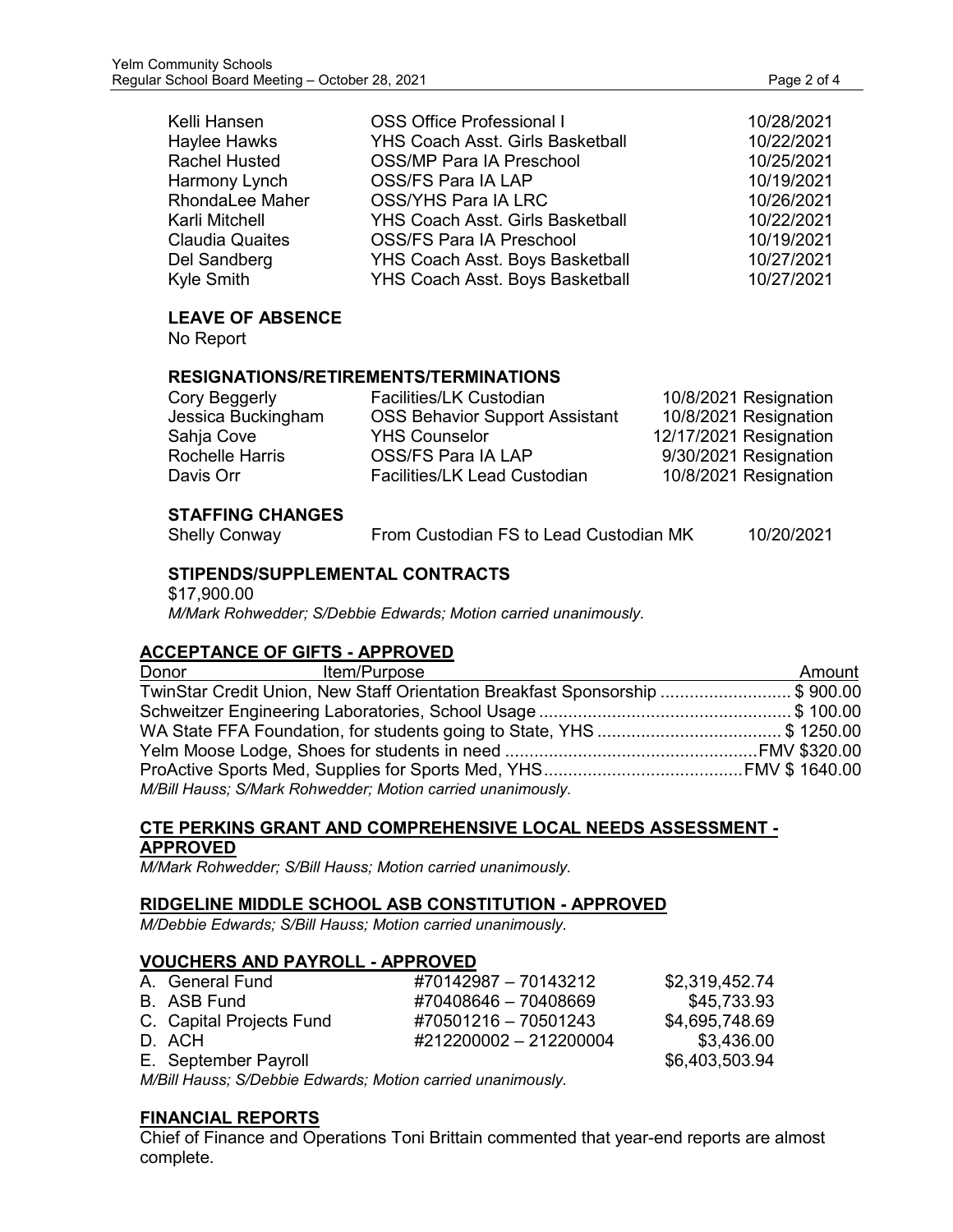| | | |
|---|---|---|
| Kelli Hansen | OSS Office Professional I | 10/28/2021 |
| Haylee Hawks | YHS Coach Asst. Girls Basketball | 10/22/2021 |
| Rachel Husted | OSS/MP Para IA Preschool | 10/25/2021 |
| Harmony Lynch | OSS/FS Para IA LAP | 10/19/2021 |
| RhondaLee Maher | OSS/YHS Para IA LRC | 10/26/2021 |
| Karli Mitchell | YHS Coach Asst. Girls Basketball | 10/22/2021 |
| Claudia Quaites | OSS/FS Para IA Preschool | 10/19/2021 |
| Del Sandberg | YHS Coach Asst. Boys Basketball | 10/27/2021 |
| Kyle Smith | YHS Coach Asst. Boys Basketball | 10/27/2021 |

**LEAVE OF ABSENCE**

No Report

**RESIGNATIONS/RETIREMENTS/TERMINATIONS**

| | | |
|---|---|---|
| Cory Beggerly | Facilities/LK Custodian | 10/8/2021 Resignation |
| Jessica Buckingham | OSS Behavior Support Assistant | 10/8/2021 Resignation |
| Sahja Cove | YHS Counselor | 12/17/2021 Resignation |
| Rochelle Harris | OSS/FS Para IA LAP | 9/30/2021 Resignation |
| Davis Orr | Facilities/LK Lead Custodian | 10/8/2021 Resignation |

**STAFFING CHANGES**

| | | |
|---|---|---|
| Shelly Conway | From Custodian FS to Lead Custodian MK | 10/20/2021 |

**STIPENDS/SUPPLEMENTAL CONTRACTS**

$17,900.00

*M/Mark Rohwedder; S/Debbie Edwards; Motion carried unanimously.*

## ACCEPTANCE OF GIFTS - APPROVED

| Donor Item/Purpose | Amount |
|---|---|
| TwinStar Credit Union, New Staff Orientation Breakfast Sponsorship | $ 900.00 |
| Schweitzer Engineering Laboratories, School Usage | $ 100.00 |
| WA State FFA Foundation, for students going to State, YHS | $ 1250.00 |
| Yelm Moose Lodge, Shoes for students in need | FMV $320.00 |
| ProActive Sports Med, Supplies for Sports Med, YHS | FMV $ 1640.00 |

*M/Bill Hauss; S/Mark Rohwedder; Motion carried unanimously.*

## CTE PERKINS GRANT AND COMPREHENSIVE LOCAL NEEDS ASSESSMENT - APPROVED

*M/Mark Rohwedder; S/Bill Hauss; Motion carried unanimously.*

## RIDGELINE MIDDLE SCHOOL ASB CONSTITUTION - APPROVED

*M/Debbie Edwards; S/Bill Hauss; Motion carried unanimously.*

## VOUCHERS AND PAYROLL - APPROVED

| | | |
|---|---|---|
| A. General Fund | #70142987 – 70143212 | $2,319,452.74 |
| B. ASB Fund | #70408646 – 70408669 | $45,733.93 |
| C. Capital Projects Fund | #70501216 – 70501243 | $4,695,748.69 |
| D. ACH | #212200002 – 212200004 | $3,436.00 |
| E. September Payroll | | $6,403,503.94 |

*M/Bill Hauss; S/Debbie Edwards; Motion carried unanimously.*

## FINANCIAL REPORTS

Chief of Finance and Operations Toni Brittain commented that year-end reports are almost complete.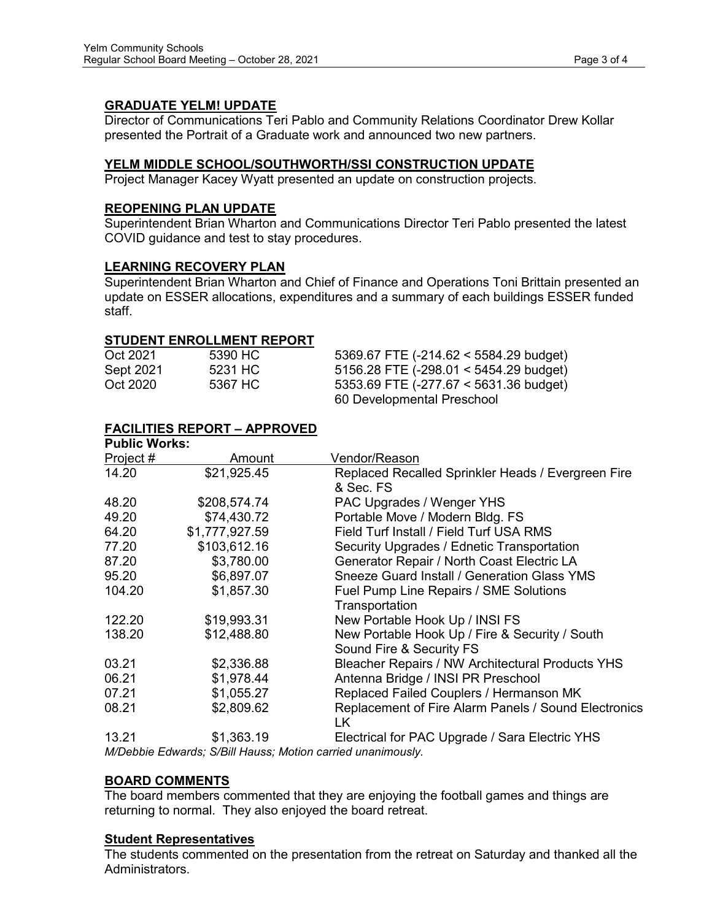## GRADUATE YELM! UPDATE

Director of Communications Teri Pablo and Community Relations Coordinator Drew Kollar presented the Portrait of a Graduate work and announced two new partners.

## YELM MIDDLE SCHOOL/SOUTHWORTH/SSI CONSTRUCTION UPDATE

Project Manager Kacey Wyatt presented an update on construction projects.

## REOPENING PLAN UPDATE

Superintendent Brian Wharton and Communications Director Teri Pablo presented the latest COVID guidance and test to stay procedures.

## LEARNING RECOVERY PLAN

Superintendent Brian Wharton and Chief of Finance and Operations Toni Brittain presented an update on ESSER allocations, expenditures and a summary of each buildings ESSER funded staff.

## STUDENT ENROLLMENT REPORT

| | | |
|---|---|---|
| Oct 2021 | 5390 HC | 5369.67 FTE (-214.62 < 5584.29 budget) |
| Sept 2021 | 5231 HC | 5156.28 FTE (-298.01 < 5454.29 budget) |
| Oct 2020 | 5367 HC | 5353.69 FTE (-277.67 < 5631.36 budget) |
| | | 60 Developmental Preschool |

## FACILITIES REPORT – APPROVED

**Public Works:**

| Project # | Amount | Vendor/Reason |
|---|---|---|
| 14.20 | $21,925.45 | Replaced Recalled Sprinkler Heads / Evergreen Fire & Sec. FS |
| 48.20 | $208,574.74 | PAC Upgrades / Wenger YHS |
| 49.20 | $74,430.72 | Portable Move / Modern Bldg. FS |
| 64.20 | $1,777,927.59 | Field Turf Install / Field Turf USA RMS |
| 77.20 | $103,612.16 | Security Upgrades / Ednetic Transportation |
| 87.20 | $3,780.00 | Generator Repair / North Coast Electric LA |
| 95.20 | $6,897.07 | Sneeze Guard Install / Generation Glass YMS |
| 104.20 | $1,857.30 | Fuel Pump Line Repairs / SME Solutions Transportation |
| 122.20 | $19,993.31 | New Portable Hook Up / INSI FS |
| 138.20 | $12,488.80 | New Portable Hook Up / Fire & Security / South Sound Fire & Security FS |
| 03.21 | $2,336.88 | Bleacher Repairs / NW Architectural Products YHS |
| 06.21 | $1,978.44 | Antenna Bridge / INSI PR Preschool |
| 07.21 | $1,055.27 | Replaced Failed Couplers / Hermanson MK |
| 08.21 | $2,809.62 | Replacement of Fire Alarm Panels / Sound Electronics LK |
| 13.21 | $1,363.19 | Electrical for PAC Upgrade / Sara Electric YHS |

*M/Debbie Edwards; S/Bill Hauss; Motion carried unanimously.*

## BOARD COMMENTS

The board members commented that they are enjoying the football games and things are returning to normal. They also enjoyed the board retreat.

## Student Representatives

The students commented on the presentation from the retreat on Saturday and thanked all the Administrators.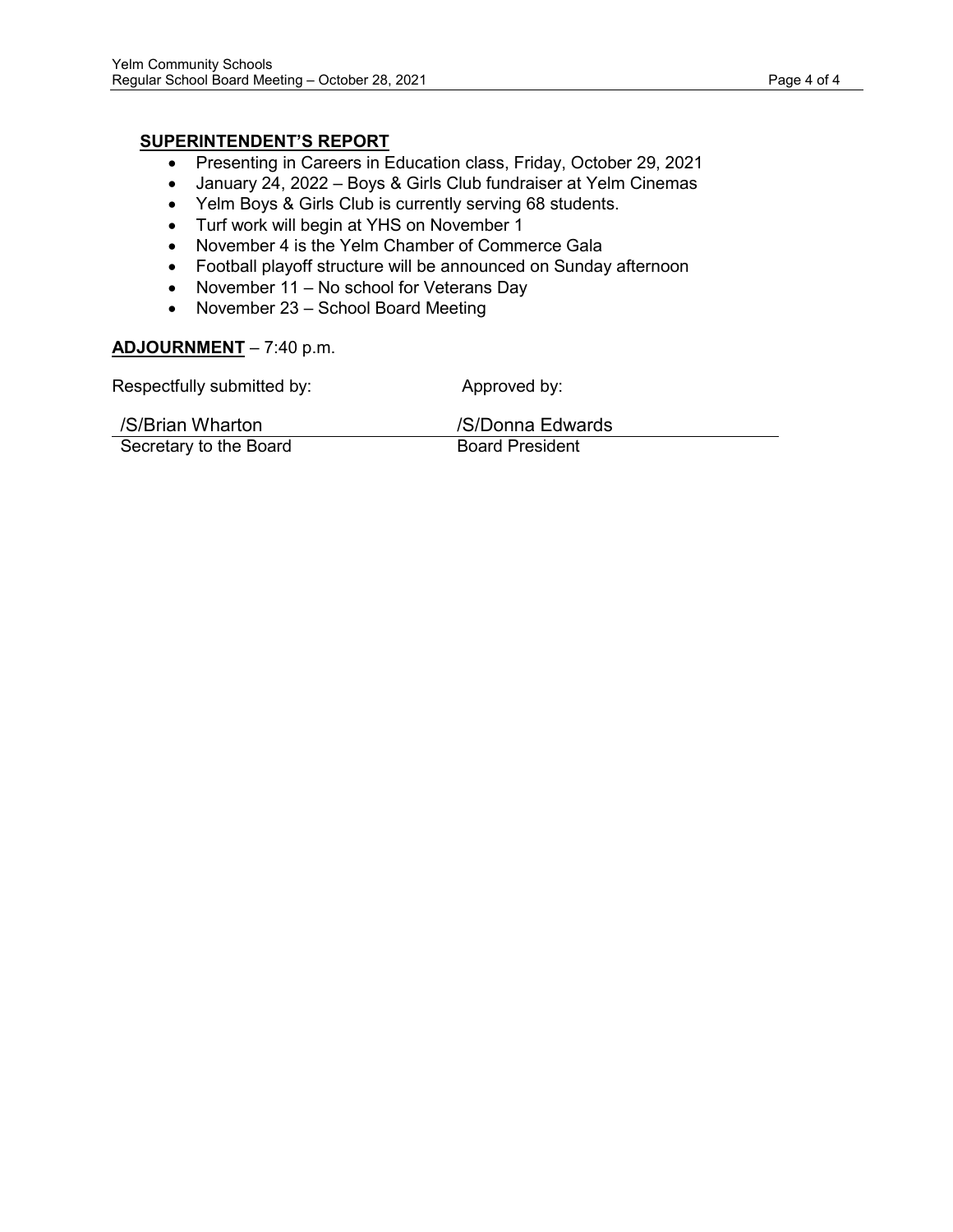## SUPERINTENDENT'S REPORT

- Presenting in Careers in Education class, Friday, October 29, 2021
- January 24, 2022 – Boys & Girls Club fundraiser at Yelm Cinemas
- Yelm Boys & Girls Club is currently serving 68 students.
- Turf work will begin at YHS on November 1
- November 4 is the Yelm Chamber of Commerce Gala
- Football playoff structure will be announced on Sunday afternoon
- November 11 – No school for Veterans Day
- November 23 – School Board Meeting

**ADJOURNMENT** – 7:40 p.m.

| | |
|---|---|
| Respectfully submitted by: | Approved by: |
| /S/Brian Wharton | /S/Donna Edwards |
| Secretary to the Board | Board President |